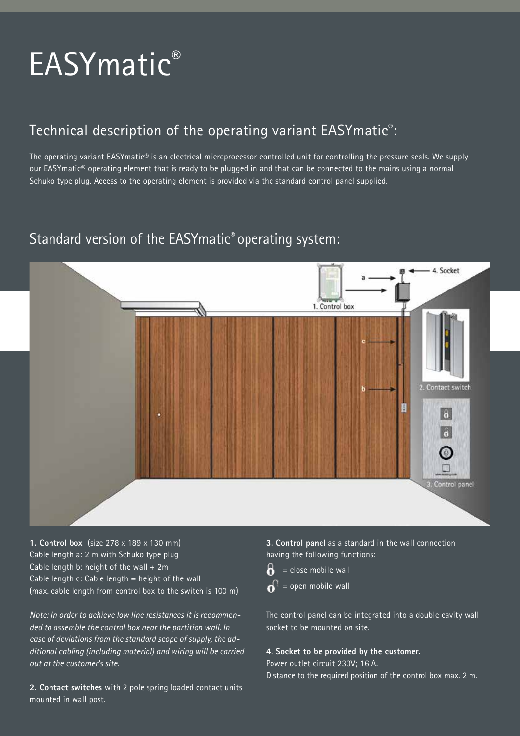# EASYmatic®

## Technical description of the operating variant EASYmatic®:

The operating variant EASYmatic® is an electrical microprocessor controlled unit for controlling the pressure seals. We supply our EASYmatic® operating element that is ready to be plugged in and that can be connected to the mains using a normal Schuko type plug. Access to the operating element is provided via the standard control panel supplied.

## Standard version of the EASYmatic® operating system:

**1. Control box** (size 278 x 189 x 130 mm)
Cable length a: 2 m with Schuko type plug
Cable length b: height of the wall + 2m
Cable length c: Cable length = height of the wall
(max. cable length from control box to the switch is 100 m)

*Note: In order to achieve low line resistances it is recommended to assemble the control box near the partition wall. In case of deviations from the standard scope of supply, the additional cabling (including material) and wiring will be carried out at the customer's site.*

**2. Contact switches** with 2 pole spring loaded contact units mounted in wall post.

**3. Control panel** as a standard in the wall connection having the following functions:

- = close mobile wall
- = open mobile wall

The control panel can be integrated into a double cavity wall socket to be mounted on site.

**4. Socket to be provided by the customer.**
Power outlet circuit 230V; 16 A.
Distance to the required position of the control box max. 2 m.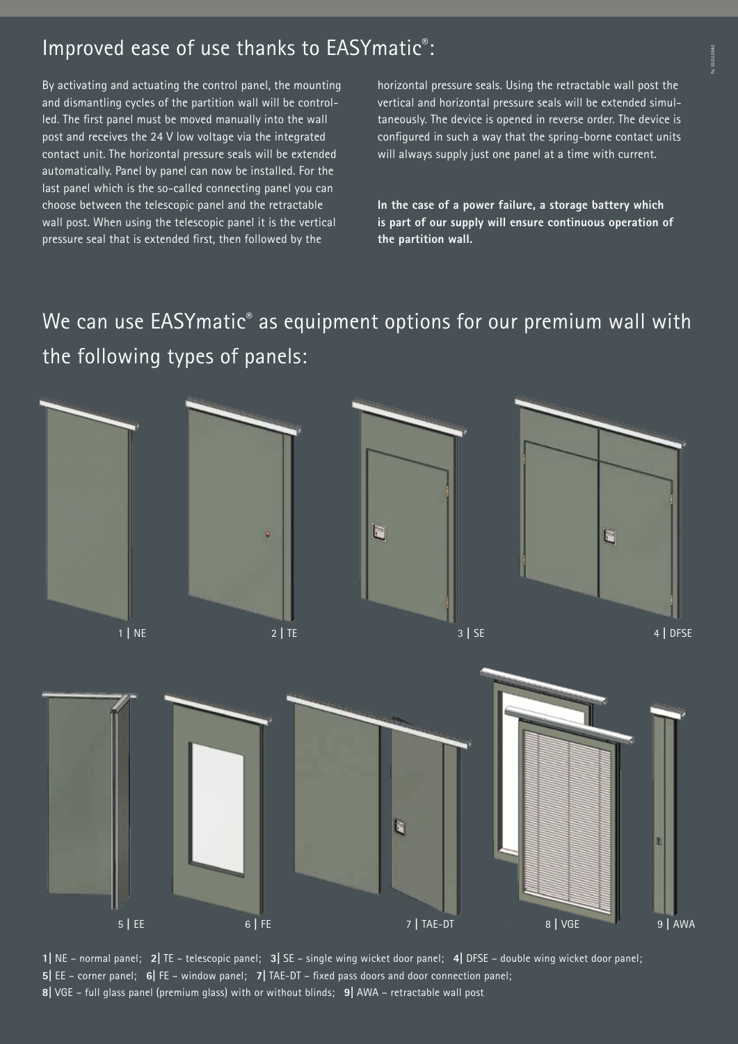## Improved ease of use thanks to EASYmatic®:

By activating and actuating the control panel, the mounting and dismantling cycles of the partition wall will be controlled. The first panel must be moved manually into the wall post and receives the 24 V low voltage via the integrated contact unit. The horizontal pressure seals will be extended automatically. Panel by panel can now be installed. For the last panel which is the so-called connecting panel you can choose between the telescopic panel and the retractable wall post. When using the telescopic panel it is the vertical pressure seal that is extended first, then followed by the horizontal pressure seals. Using the retractable wall post the vertical and horizontal pressure seals will be extended simultaneously. The device is opened in reverse order. The device is configured in such a way that the spring-borne contact units will always supply just one panel at a time with current.

**In the case of a power failure, a storage battery which is part of our supply will ensure continuous operation of the partition wall.**

## We can use EASYmatic® as equipment options for our premium wall with the following types of panels:

1 | NE

2 | TE

3 | SE

4 | DFSE

5 | EE

6 | FE

7 | TAE-DT

8 | VGE

9 | AWA

**1|** NE – normal panel; **2|** TE – telescopic panel; **3|** SE – single wing wicket door panel; **4|** DFSE – double wing wicket door panel;
**5|** EE – corner panel; **6|** FE – window panel; **7|** TAE-DT – fixed pass doors and door connection panel;
**8|** VGE – full glass panel (premium glass) with or without blinds; **9|** AWA – retractable wall post